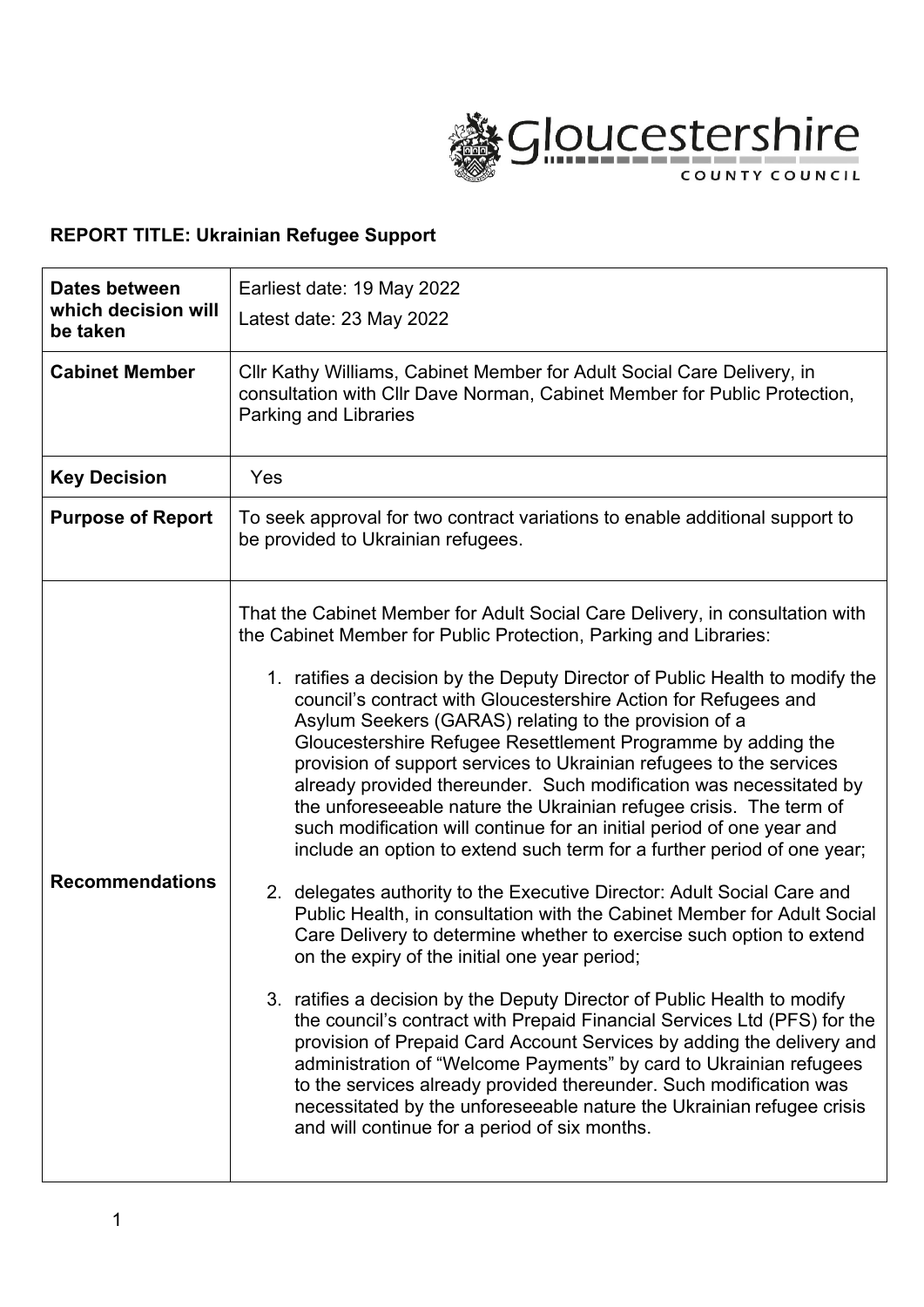**REPORT TITLE: Ukrainian Refugee Support**

| | |
|---|---|
| **Dates between which decision will be taken** | Earliest date: 19 May 2022<br>Latest date: 23 May 2022 |
| **Cabinet Member** | Cllr Kathy Williams, Cabinet Member for Adult Social Care Delivery, in consultation with Cllr Dave Norman, Cabinet Member for Public Protection, Parking and Libraries |
| **Key Decision** | Yes |
| **Purpose of Report** | To seek approval for two contract variations to enable additional support to be provided to Ukrainian refugees. |
| **Recommendations** | That the Cabinet Member for Adult Social Care Delivery, in consultation with the Cabinet Member for Public Protection, Parking and Libraries:<br><br>1. ratifies a decision by the Deputy Director of Public Health to modify the council's contract with Gloucestershire Action for Refugees and Asylum Seekers (GARAS) relating to the provision of a Gloucestershire Refugee Resettlement Programme by adding the provision of support services to Ukrainian refugees to the services already provided thereunder. Such modification was necessitated by the unforeseeable nature the Ukrainian refugee crisis. The term of such modification will continue for an initial period of one year and include an option to extend such term for a further period of one year;<br><br>2. delegates authority to the Executive Director: Adult Social Care and Public Health, in consultation with the Cabinet Member for Adult Social Care Delivery to determine whether to exercise such option to extend on the expiry of the initial one year period;<br><br>3. ratifies a decision by the Deputy Director of Public Health to modify the council's contract with Prepaid Financial Services Ltd (PFS) for the provision of Prepaid Card Account Services by adding the delivery and administration of "Welcome Payments" by card to Ukrainian refugees to the services already provided thereunder. Such modification was necessitated by the unforeseeable nature the Ukrainian refugee crisis and will continue for a period of six months. |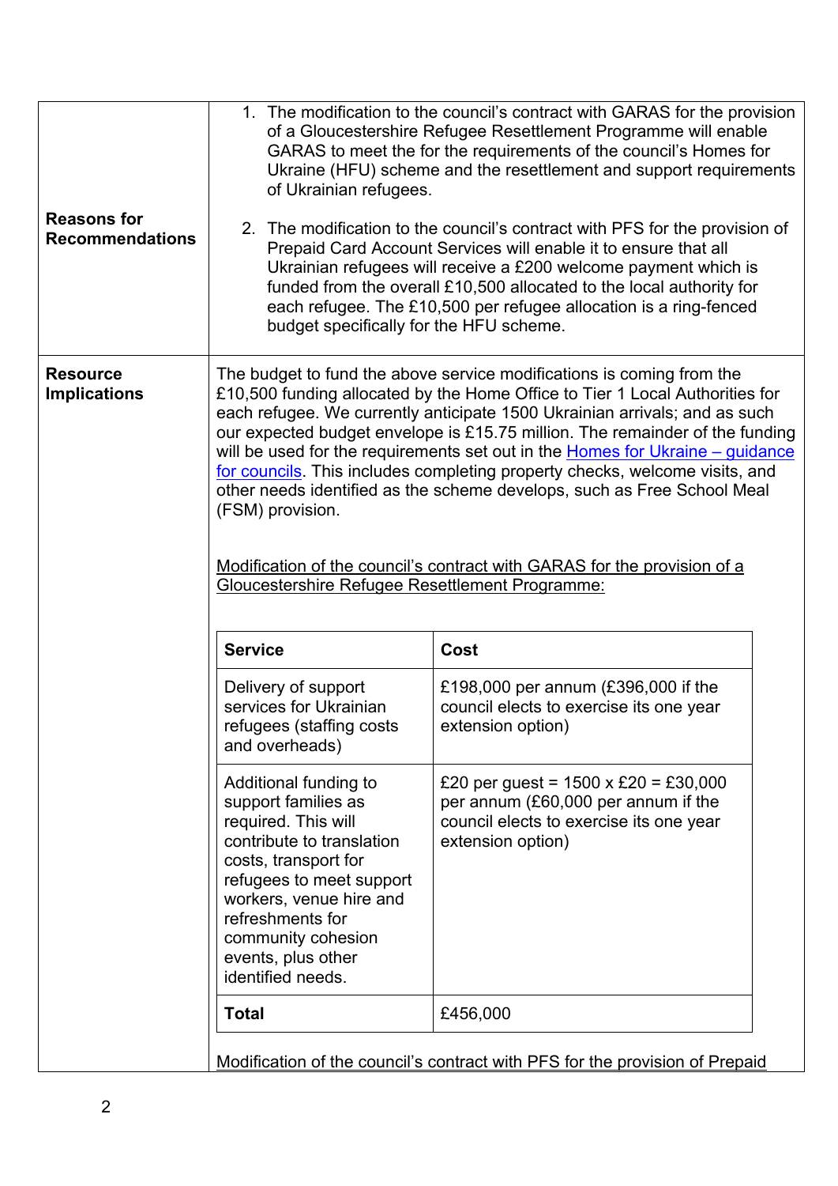| | |
|---|---|
| **Reasons for Recommendations** | 1. The modification to the council's contract with GARAS for the provision of a Gloucestershire Refugee Resettlement Programme will enable GARAS to meet the for the requirements of the council's Homes for Ukraine (HFU) scheme and the resettlement and support requirements of Ukrainian refugees.<br><br>2. The modification to the council's contract with PFS for the provision of Prepaid Card Account Services will enable it to ensure that all Ukrainian refugees will receive a £200 welcome payment which is funded from the overall £10,500 allocated to the local authority for each refugee. The £10,500 per refugee allocation is a ring-fenced budget specifically for the HFU scheme. |
| **Resource Implications** | The budget to fund the above service modifications is coming from the £10,500 funding allocated by the Home Office to Tier 1 Local Authorities for each refugee. We currently anticipate 1500 Ukrainian arrivals; and as such our expected budget envelope is £15.75 million. The remainder of the funding will be used for the requirements set out in the [Homes for Ukraine – guidance for councils](). This includes completing property checks, welcome visits, and other needs identified as the scheme develops, such as Free School Meal (FSM) provision.<br><br><u>Modification of the council's contract with GARAS for the provision of a Gloucestershire Refugee Resettlement Programme:</u> |

| Service | Cost |
|---|---|
| Delivery of support services for Ukrainian refugees (staffing costs and overheads) | £198,000 per annum (£396,000 if the council elects to exercise its one year extension option) |
| Additional funding to support families as required. This will contribute to translation costs, transport for refugees to meet support workers, venue hire and refreshments for community cohesion events, plus other identified needs. | £20 per guest = 1500 x £20 = £30,000 per annum (£60,000 per annum if the council elects to exercise its one year extension option) |
| **Total** | £456,000 |

<u>Modification of the council's contract with PFS for the provision of Prepaid</u>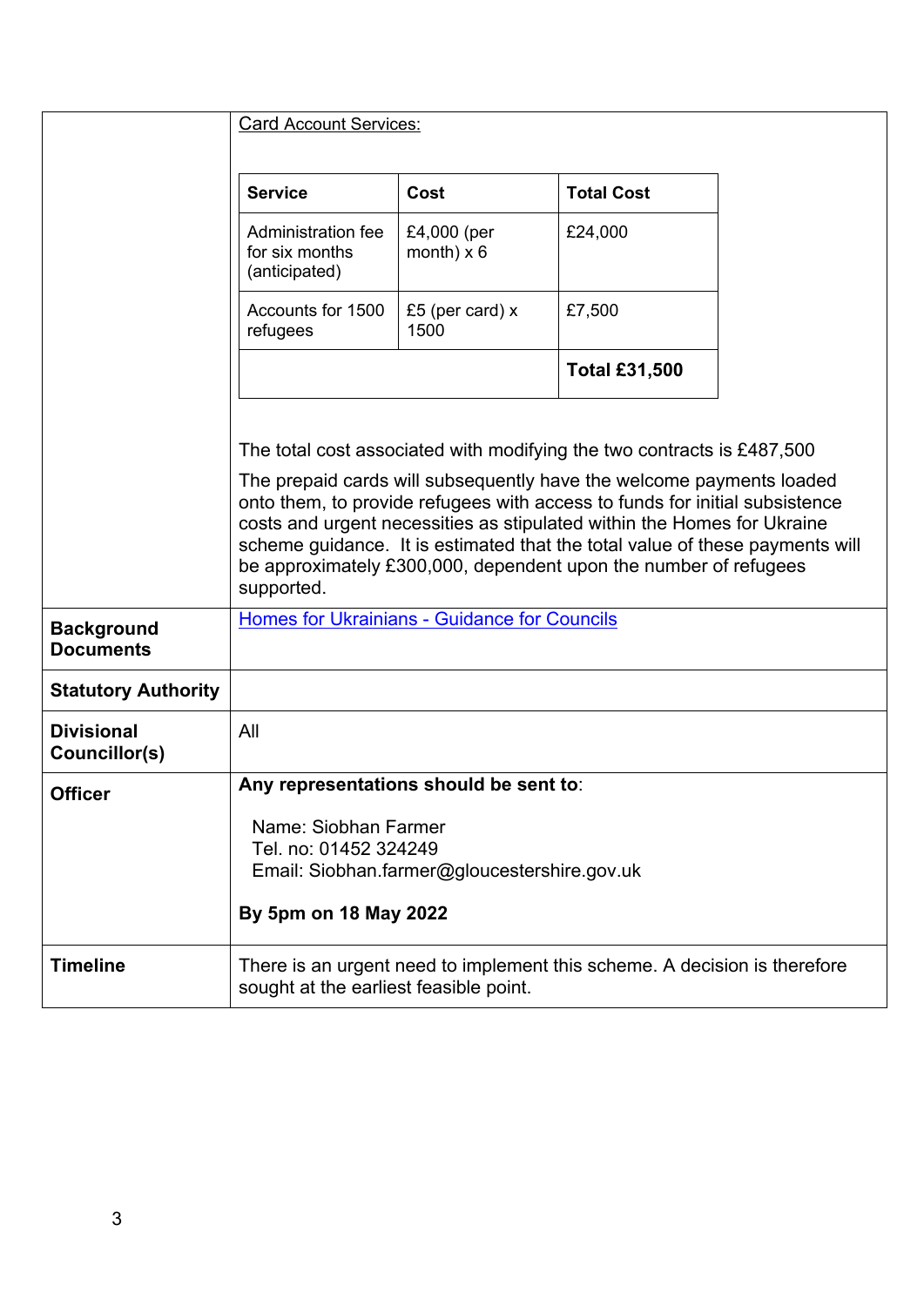| | |
|---|---|
| | Card Account Services: |

| Service | Cost | Total Cost |
|---|---|---|
| Administration fee for six months (anticipated) | £4,000 (per month) x 6 | £24,000 |
| Accounts for 1500 refugees | £5 (per card) x 1500 | £7,500 |
| | | **Total £31,500** |

The total cost associated with modifying the two contracts is £487,500

The prepaid cards will subsequently have the welcome payments loaded onto them, to provide refugees with access to funds for initial subsistence costs and urgent necessities as stipulated within the Homes for Ukraine scheme guidance. It is estimated that the total value of these payments will be approximately £300,000, dependent upon the number of refugees supported.

| | |
|---|---|
| **Background Documents** | Homes for Ukrainians - Guidance for Councils |
| **Statutory Authority** | |
| **Divisional Councillor(s)** | All |
| **Officer** | **Any representations should be sent to**:<br><br>Name: Siobhan Farmer<br>Tel. no: 01452 324249<br>Email: Siobhan.farmer@gloucestershire.gov.uk<br><br>**By 5pm on 18 May 2022** |
| **Timeline** | There is an urgent need to implement this scheme. A decision is therefore sought at the earliest feasible point. |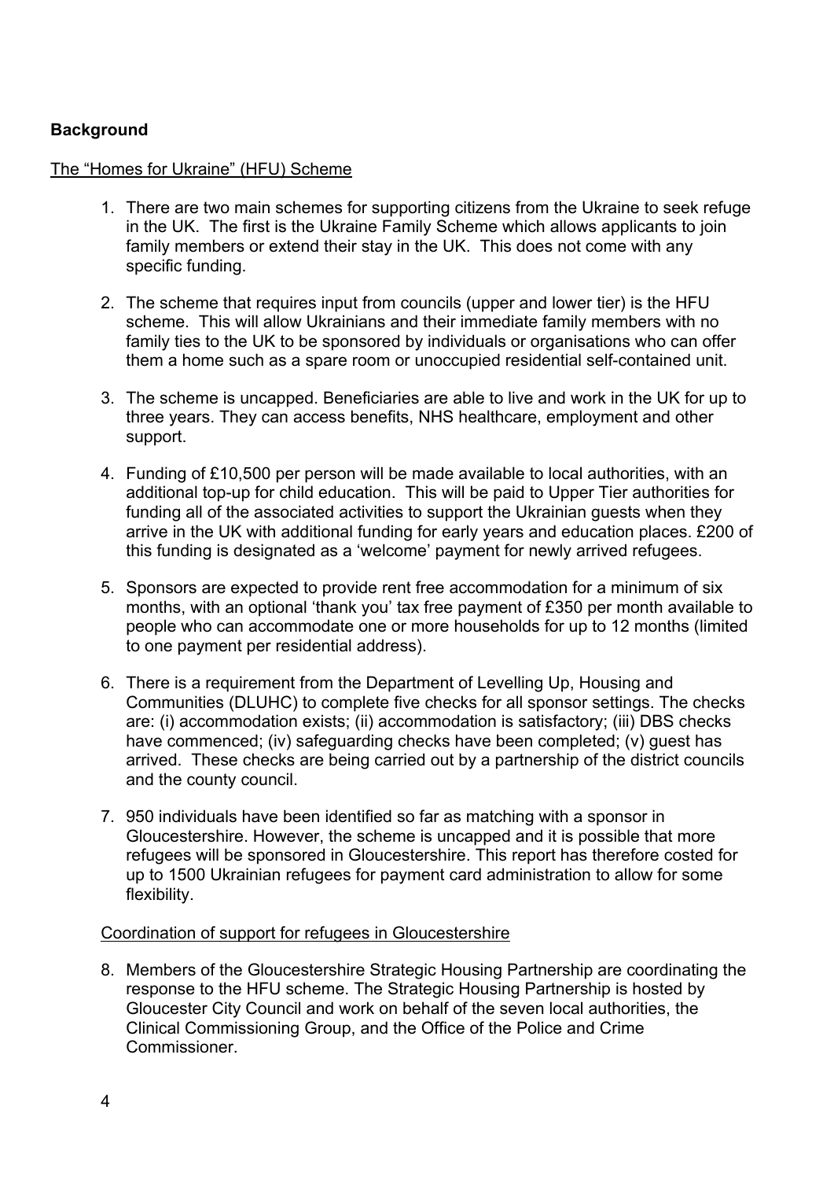## Background

The "Homes for Ukraine" (HFU) Scheme

1. There are two main schemes for supporting citizens from the Ukraine to seek refuge in the UK. The first is the Ukraine Family Scheme which allows applicants to join family members or extend their stay in the UK. This does not come with any specific funding.

2. The scheme that requires input from councils (upper and lower tier) is the HFU scheme. This will allow Ukrainians and their immediate family members with no family ties to the UK to be sponsored by individuals or organisations who can offer them a home such as a spare room or unoccupied residential self-contained unit.

3. The scheme is uncapped. Beneficiaries are able to live and work in the UK for up to three years. They can access benefits, NHS healthcare, employment and other support.

4. Funding of £10,500 per person will be made available to local authorities, with an additional top-up for child education. This will be paid to Upper Tier authorities for funding all of the associated activities to support the Ukrainian guests when they arrive in the UK with additional funding for early years and education places. £200 of this funding is designated as a 'welcome' payment for newly arrived refugees.

5. Sponsors are expected to provide rent free accommodation for a minimum of six months, with an optional 'thank you' tax free payment of £350 per month available to people who can accommodate one or more households for up to 12 months (limited to one payment per residential address).

6. There is a requirement from the Department of Levelling Up, Housing and Communities (DLUHC) to complete five checks for all sponsor settings. The checks are: (i) accommodation exists; (ii) accommodation is satisfactory; (iii) DBS checks have commenced; (iv) safeguarding checks have been completed; (v) guest has arrived. These checks are being carried out by a partnership of the district councils and the county council.

7. 950 individuals have been identified so far as matching with a sponsor in Gloucestershire. However, the scheme is uncapped and it is possible that more refugees will be sponsored in Gloucestershire. This report has therefore costed for up to 1500 Ukrainian refugees for payment card administration to allow for some flexibility.

Coordination of support for refugees in Gloucestershire

8. Members of the Gloucestershire Strategic Housing Partnership are coordinating the response to the HFU scheme. The Strategic Housing Partnership is hosted by Gloucester City Council and work on behalf of the seven local authorities, the Clinical Commissioning Group, and the Office of the Police and Crime Commissioner.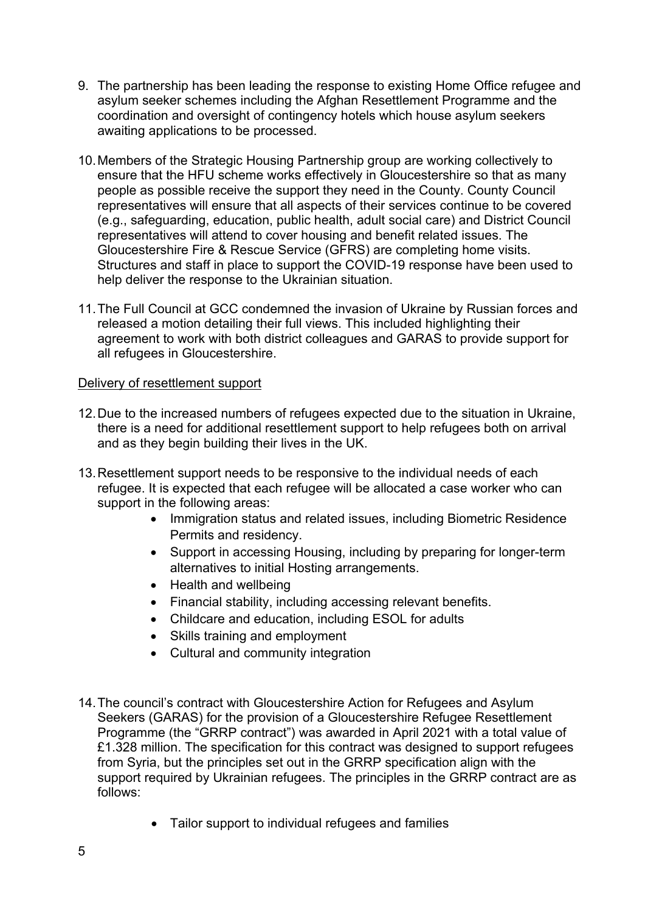9. The partnership has been leading the response to existing Home Office refugee and asylum seeker schemes including the Afghan Resettlement Programme and the coordination and oversight of contingency hotels which house asylum seekers awaiting applications to be processed.

10. Members of the Strategic Housing Partnership group are working collectively to ensure that the HFU scheme works effectively in Gloucestershire so that as many people as possible receive the support they need in the County. County Council representatives will ensure that all aspects of their services continue to be covered (e.g., safeguarding, education, public health, adult social care) and District Council representatives will attend to cover housing and benefit related issues. The Gloucestershire Fire & Rescue Service (GFRS) are completing home visits. Structures and staff in place to support the COVID-19 response have been used to help deliver the response to the Ukrainian situation.

11. The Full Council at GCC condemned the invasion of Ukraine by Russian forces and released a motion detailing their full views. This included highlighting their agreement to work with both district colleagues and GARAS to provide support for all refugees in Gloucestershire.

<u>Delivery of resettlement support</u>

12. Due to the increased numbers of refugees expected due to the situation in Ukraine, there is a need for additional resettlement support to help refugees both on arrival and as they begin building their lives in the UK.

13. Resettlement support needs to be responsive to the individual needs of each refugee. It is expected that each refugee will be allocated a case worker who can support in the following areas:
    - Immigration status and related issues, including Biometric Residence Permits and residency.
    - Support in accessing Housing, including by preparing for longer-term alternatives to initial Hosting arrangements.
    - Health and wellbeing
    - Financial stability, including accessing relevant benefits.
    - Childcare and education, including ESOL for adults
    - Skills training and employment
    - Cultural and community integration

14. The council's contract with Gloucestershire Action for Refugees and Asylum Seekers (GARAS) for the provision of a Gloucestershire Refugee Resettlement Programme (the "GRRP contract") was awarded in April 2021 with a total value of £1.328 million. The specification for this contract was designed to support refugees from Syria, but the principles set out in the GRRP specification align with the support required by Ukrainian refugees. The principles in the GRRP contract are as follows:

    - Tailor support to individual refugees and families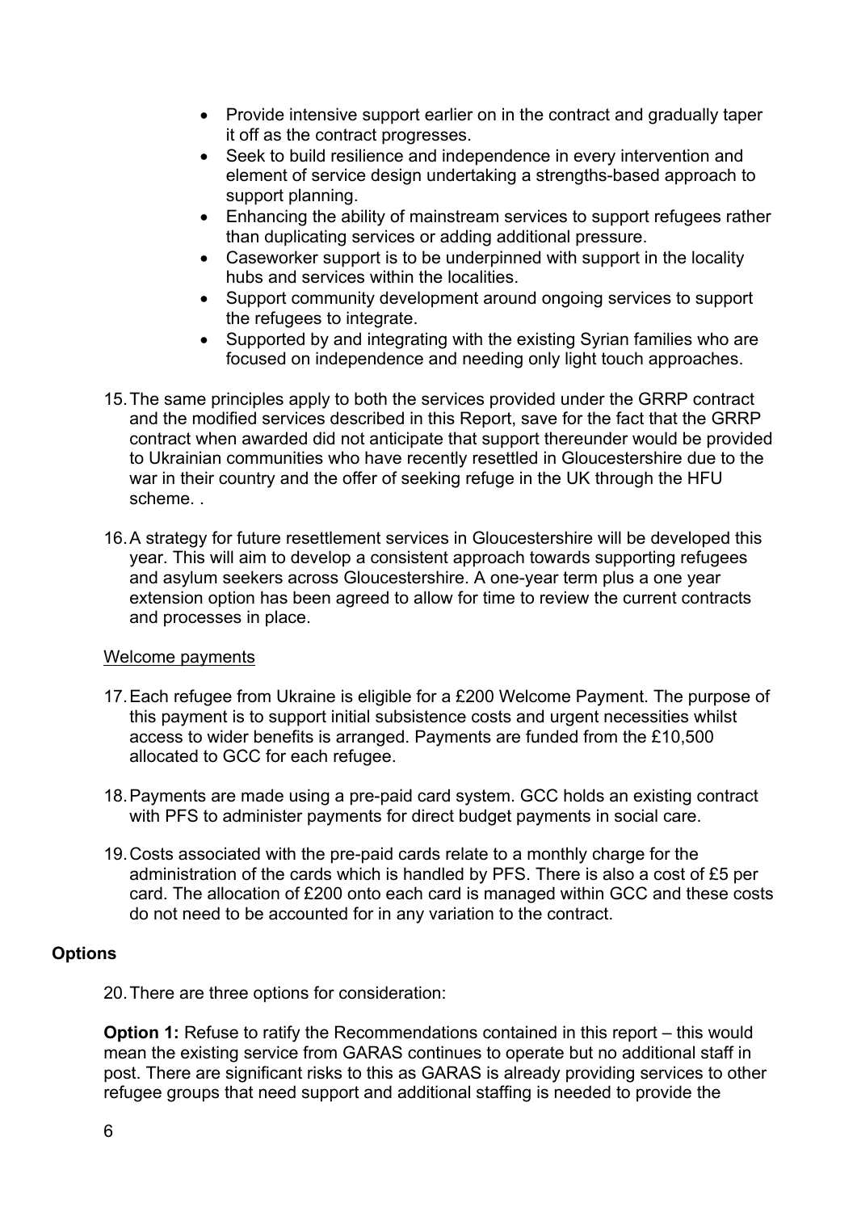- Provide intensive support earlier on in the contract and gradually taper it off as the contract progresses.
- Seek to build resilience and independence in every intervention and element of service design undertaking a strengths-based approach to support planning.
- Enhancing the ability of mainstream services to support refugees rather than duplicating services or adding additional pressure.
- Caseworker support is to be underpinned with support in the locality hubs and services within the localities.
- Support community development around ongoing services to support the refugees to integrate.
- Supported by and integrating with the existing Syrian families who are focused on independence and needing only light touch approaches.

15. The same principles apply to both the services provided under the GRRP contract and the modified services described in this Report, save for the fact that the GRRP contract when awarded did not anticipate that support thereunder would be provided to Ukrainian communities who have recently resettled in Gloucestershire due to the war in their country and the offer of seeking refuge in the UK through the HFU scheme. .

16. A strategy for future resettlement services in Gloucestershire will be developed this year. This will aim to develop a consistent approach towards supporting refugees and asylum seekers across Gloucestershire. A one-year term plus a one year extension option has been agreed to allow for time to review the current contracts and processes in place.

<u>Welcome payments</u>

17. Each refugee from Ukraine is eligible for a £200 Welcome Payment. The purpose of this payment is to support initial subsistence costs and urgent necessities whilst access to wider benefits is arranged. Payments are funded from the £10,500 allocated to GCC for each refugee.

18. Payments are made using a pre-paid card system. GCC holds an existing contract with PFS to administer payments for direct budget payments in social care.

19. Costs associated with the pre-paid cards relate to a monthly charge for the administration of the cards which is handled by PFS. There is also a cost of £5 per card. The allocation of £200 onto each card is managed within GCC and these costs do not need to be accounted for in any variation to the contract.

**Options**

20. There are three options for consideration:

**Option 1:** Refuse to ratify the Recommendations contained in this report – this would mean the existing service from GARAS continues to operate but no additional staff in post. There are significant risks to this as GARAS is already providing services to other refugee groups that need support and additional staffing is needed to provide the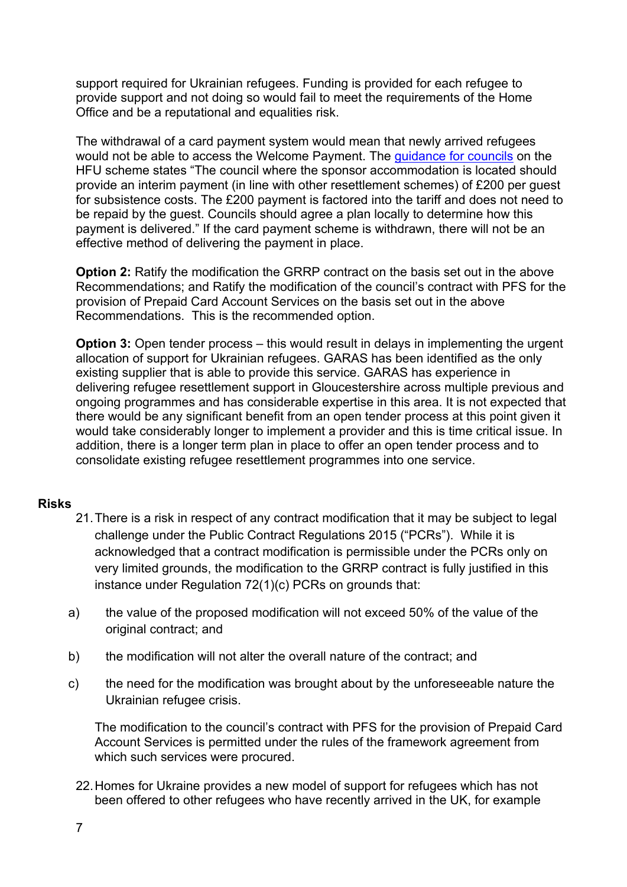support required for Ukrainian refugees. Funding is provided for each refugee to provide support and not doing so would fail to meet the requirements of the Home Office and be a reputational and equalities risk.

The withdrawal of a card payment system would mean that newly arrived refugees would not be able to access the Welcome Payment. The guidance for councils on the HFU scheme states "The council where the sponsor accommodation is located should provide an interim payment (in line with other resettlement schemes) of £200 per guest for subsistence costs. The £200 payment is factored into the tariff and does not need to be repaid by the guest. Councils should agree a plan locally to determine how this payment is delivered." If the card payment scheme is withdrawn, there will not be an effective method of delivering the payment in place.

**Option 2:** Ratify the modification the GRRP contract on the basis set out in the above Recommendations; and Ratify the modification of the council's contract with PFS for the provision of Prepaid Card Account Services on the basis set out in the above Recommendations. This is the recommended option.

**Option 3:** Open tender process – this would result in delays in implementing the urgent allocation of support for Ukrainian refugees. GARAS has been identified as the only existing supplier that is able to provide this service. GARAS has experience in delivering refugee resettlement support in Gloucestershire across multiple previous and ongoing programmes and has considerable expertise in this area. It is not expected that there would be any significant benefit from an open tender process at this point given it would take considerably longer to implement a provider and this is time critical issue. In addition, there is a longer term plan in place to offer an open tender process and to consolidate existing refugee resettlement programmes into one service.

**Risks**

21. There is a risk in respect of any contract modification that it may be subject to legal challenge under the Public Contract Regulations 2015 ("PCRs"). While it is acknowledged that a contract modification is permissible under the PCRs only on very limited grounds, the modification to the GRRP contract is fully justified in this instance under Regulation 72(1)(c) PCRs on grounds that:

    a) the value of the proposed modification will not exceed 50% of the value of the original contract; and

    b) the modification will not alter the overall nature of the contract; and

    c) the need for the modification was brought about by the unforeseeable nature the Ukrainian refugee crisis.

    The modification to the council's contract with PFS for the provision of Prepaid Card Account Services is permitted under the rules of the framework agreement from which such services were procured.

22. Homes for Ukraine provides a new model of support for refugees which has not been offered to other refugees who have recently arrived in the UK, for example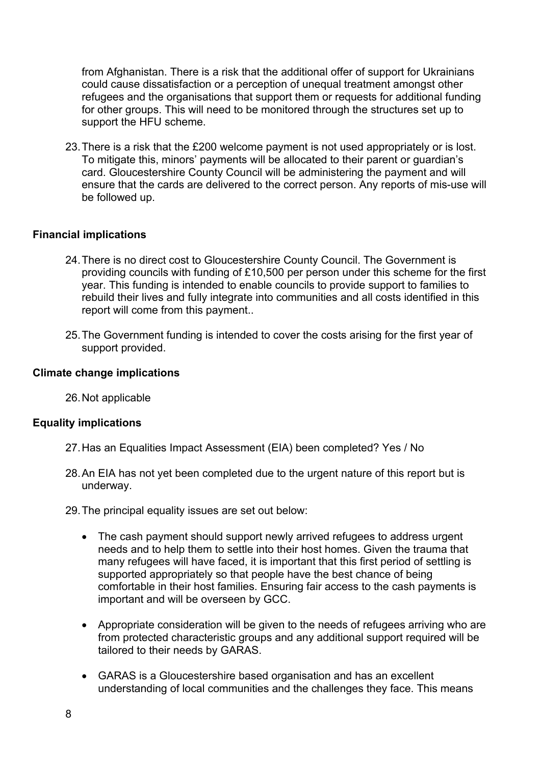from Afghanistan. There is a risk that the additional offer of support for Ukrainians could cause dissatisfaction or a perception of unequal treatment amongst other refugees and the organisations that support them or requests for additional funding for other groups. This will need to be monitored through the structures set up to support the HFU scheme.

23. There is a risk that the £200 welcome payment is not used appropriately or is lost. To mitigate this, minors' payments will be allocated to their parent or guardian's card. Gloucestershire County Council will be administering the payment and will ensure that the cards are delivered to the correct person. Any reports of mis-use will be followed up.

**Financial implications**

24. There is no direct cost to Gloucestershire County Council. The Government is providing councils with funding of £10,500 per person under this scheme for the first year. This funding is intended to enable councils to provide support to families to rebuild their lives and fully integrate into communities and all costs identified in this report will come from this payment..

25. The Government funding is intended to cover the costs arising for the first year of support provided.

**Climate change implications**

26. Not applicable

**Equality implications**

27. Has an Equalities Impact Assessment (EIA) been completed? Yes / No

28. An EIA has not yet been completed due to the urgent nature of this report but is underway.

29. The principal equality issues are set out below:

- The cash payment should support newly arrived refugees to address urgent needs and to help them to settle into their host homes. Given the trauma that many refugees will have faced, it is important that this first period of settling is supported appropriately so that people have the best chance of being comfortable in their host families. Ensuring fair access to the cash payments is important and will be overseen by GCC.

- Appropriate consideration will be given to the needs of refugees arriving who are from protected characteristic groups and any additional support required will be tailored to their needs by GARAS.

- GARAS is a Gloucestershire based organisation and has an excellent understanding of local communities and the challenges they face. This means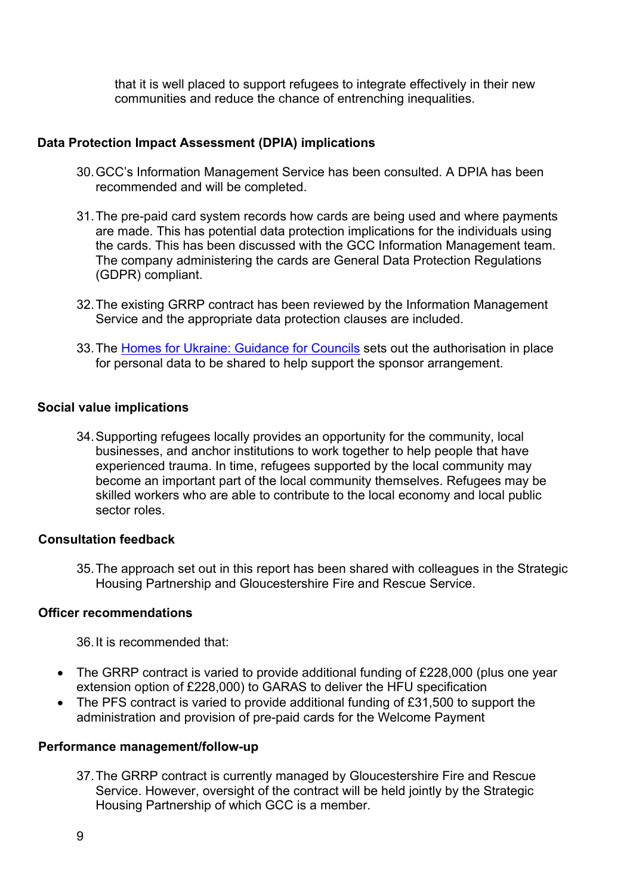that it is well placed to support refugees to integrate effectively in their new communities and reduce the chance of entrenching inequalities.

**Data Protection Impact Assessment (DPIA) implications**

30. GCC's Information Management Service has been consulted. A DPIA has been recommended and will be completed.

31. The pre-paid card system records how cards are being used and where payments are made. This has potential data protection implications for the individuals using the cards. This has been discussed with the GCC Information Management team. The company administering the cards are General Data Protection Regulations (GDPR) compliant.

32. The existing GRRP contract has been reviewed by the Information Management Service and the appropriate data protection clauses are included.

33. The Homes for Ukraine: Guidance for Councils sets out the authorisation in place for personal data to be shared to help support the sponsor arrangement.

**Social value implications**

34. Supporting refugees locally provides an opportunity for the community, local businesses, and anchor institutions to work together to help people that have experienced trauma. In time, refugees supported by the local community may become an important part of the local community themselves. Refugees may be skilled workers who are able to contribute to the local economy and local public sector roles.

**Consultation feedback**

35. The approach set out in this report has been shared with colleagues in the Strategic Housing Partnership and Gloucestershire Fire and Rescue Service.

**Officer recommendations**

36. It is recommended that:

- The GRRP contract is varied to provide additional funding of £228,000 (plus one year extension option of £228,000) to GARAS to deliver the HFU specification
- The PFS contract is varied to provide additional funding of £31,500 to support the administration and provision of pre-paid cards for the Welcome Payment

**Performance management/follow-up**

37. The GRRP contract is currently managed by Gloucestershire Fire and Rescue Service. However, oversight of the contract will be held jointly by the Strategic Housing Partnership of which GCC is a member.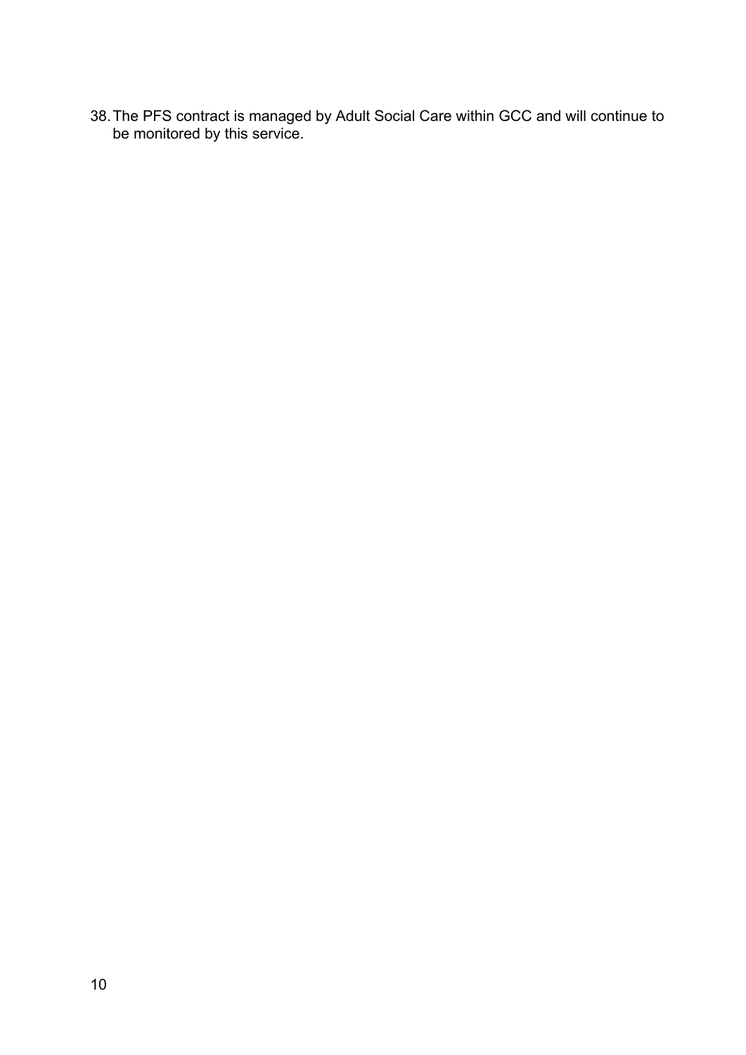38. The PFS contract is managed by Adult Social Care within GCC and will continue to be monitored by this service.